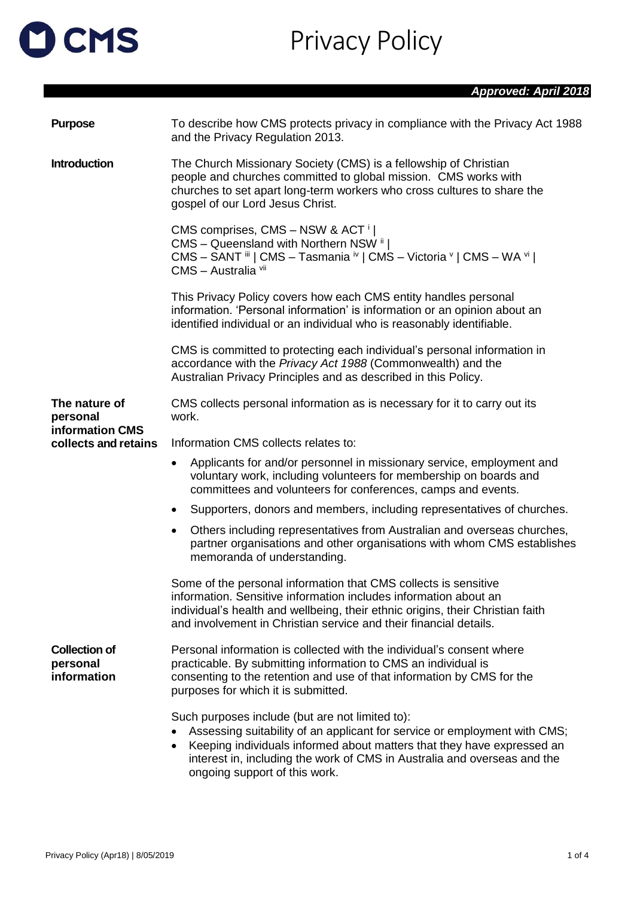# Privacy Policy

***Approved: April 2018***

**Purpose**

To describe how CMS protects privacy in compliance with the Privacy Act 1988 and the Privacy Regulation 2013.

**Introduction**

The Church Missionary Society (CMS) is a fellowship of Christian people and churches committed to global mission. CMS works with churches to set apart long-term workers who cross cultures to share the gospel of our Lord Jesus Christ.

CMS comprises, CMS – NSW & ACT [i] | CMS – Queensland with Northern NSW [ii] | CMS – SANT [iii] | CMS – Tasmania [iv] | CMS – Victoria [v] | CMS – WA [vi] | CMS – Australia [vii]

This Privacy Policy covers how each CMS entity handles personal information. 'Personal information' is information or an opinion about an identified individual or an individual who is reasonably identifiable.

CMS is committed to protecting each individual's personal information in accordance with the *Privacy Act 1988* (Commonwealth) and the Australian Privacy Principles and as described in this Policy.

**The nature of personal information CMS collects and retains**

CMS collects personal information as is necessary for it to carry out its work.

Information CMS collects relates to:

- Applicants for and/or personnel in missionary service, employment and voluntary work, including volunteers for membership on boards and committees and volunteers for conferences, camps and events.
- Supporters, donors and members, including representatives of churches.
- Others including representatives from Australian and overseas churches, partner organisations and other organisations with whom CMS establishes memoranda of understanding.

Some of the personal information that CMS collects is sensitive information. Sensitive information includes information about an individual's health and wellbeing, their ethnic origins, their Christian faith and involvement in Christian service and their financial details.

**Collection of personal information**

Personal information is collected with the individual's consent where practicable. By submitting information to CMS an individual is consenting to the retention and use of that information by CMS for the purposes for which it is submitted.

Such purposes include (but are not limited to):

- Assessing suitability of an applicant for service or employment with CMS;
- Keeping individuals informed about matters that they have expressed an interest in, including the work of CMS in Australia and overseas and the ongoing support of this work.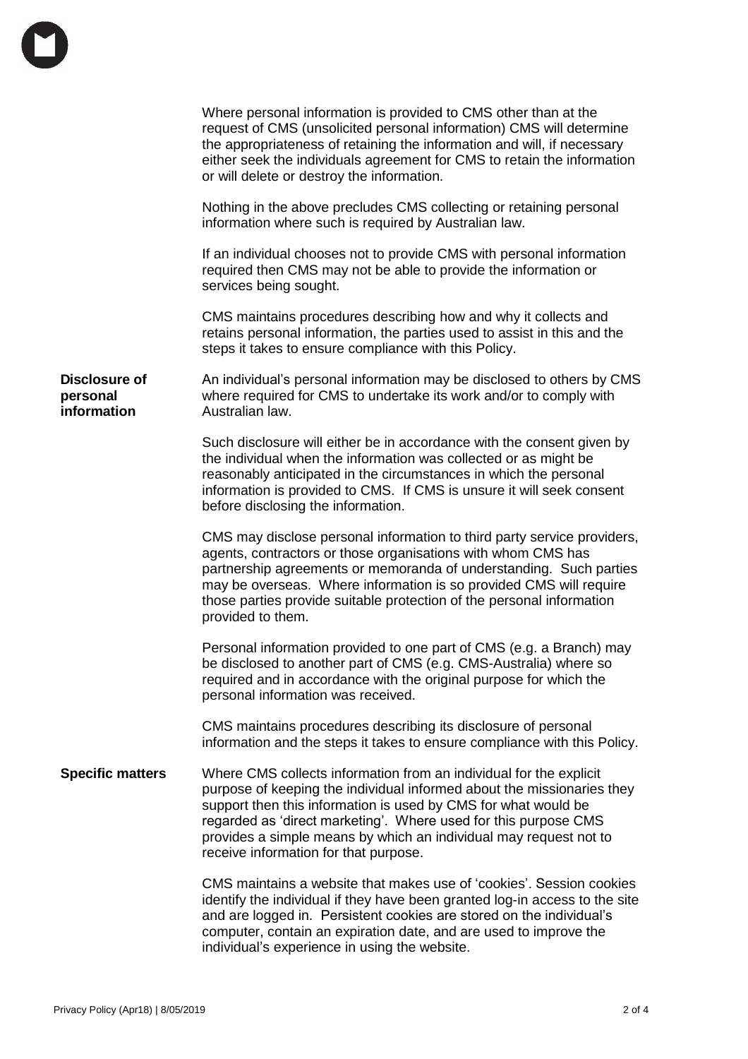Where personal information is provided to CMS other than at the request of CMS (unsolicited personal information) CMS will determine the appropriateness of retaining the information and will, if necessary either seek the individuals agreement for CMS to retain the information or will delete or destroy the information.

Nothing in the above precludes CMS collecting or retaining personal information where such is required by Australian law.

If an individual chooses not to provide CMS with personal information required then CMS may not be able to provide the information or services being sought.

CMS maintains procedures describing how and why it collects and retains personal information, the parties used to assist in this and the steps it takes to ensure compliance with this Policy.

**Disclosure of personal information**

An individual's personal information may be disclosed to others by CMS where required for CMS to undertake its work and/or to comply with Australian law.

Such disclosure will either be in accordance with the consent given by the individual when the information was collected or as might be reasonably anticipated in the circumstances in which the personal information is provided to CMS. If CMS is unsure it will seek consent before disclosing the information.

CMS may disclose personal information to third party service providers, agents, contractors or those organisations with whom CMS has partnership agreements or memoranda of understanding. Such parties may be overseas. Where information is so provided CMS will require those parties provide suitable protection of the personal information provided to them.

Personal information provided to one part of CMS (e.g. a Branch) may be disclosed to another part of CMS (e.g. CMS-Australia) where so required and in accordance with the original purpose for which the personal information was received.

CMS maintains procedures describing its disclosure of personal information and the steps it takes to ensure compliance with this Policy.

**Specific matters**

Where CMS collects information from an individual for the explicit purpose of keeping the individual informed about the missionaries they support then this information is used by CMS for what would be regarded as 'direct marketing'. Where used for this purpose CMS provides a simple means by which an individual may request not to receive information for that purpose.

CMS maintains a website that makes use of 'cookies'. Session cookies identify the individual if they have been granted log-in access to the site and are logged in. Persistent cookies are stored on the individual's computer, contain an expiration date, and are used to improve the individual's experience in using the website.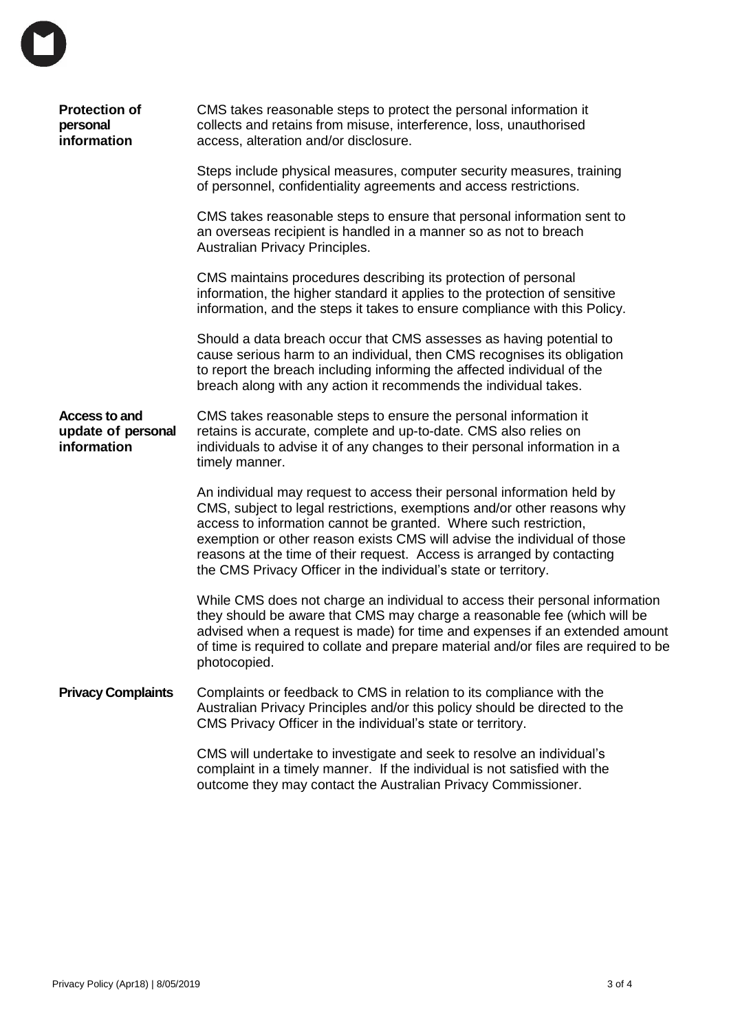## Protection of personal information

CMS takes reasonable steps to protect the personal information it collects and retains from misuse, interference, loss, unauthorised access, alteration and/or disclosure.

Steps include physical measures, computer security measures, training of personnel, confidentiality agreements and access restrictions.

CMS takes reasonable steps to ensure that personal information sent to an overseas recipient is handled in a manner so as not to breach Australian Privacy Principles.

CMS maintains procedures describing its protection of personal information, the higher standard it applies to the protection of sensitive information, and the steps it takes to ensure compliance with this Policy.

Should a data breach occur that CMS assesses as having potential to cause serious harm to an individual, then CMS recognises its obligation to report the breach including informing the affected individual of the breach along with any action it recommends the individual takes.

## Access to and update of personal information

CMS takes reasonable steps to ensure the personal information it retains is accurate, complete and up-to-date. CMS also relies on individuals to advise it of any changes to their personal information in a timely manner.

An individual may request to access their personal information held by CMS, subject to legal restrictions, exemptions and/or other reasons why access to information cannot be granted. Where such restriction, exemption or other reason exists CMS will advise the individual of those reasons at the time of their request. Access is arranged by contacting the CMS Privacy Officer in the individual's state or territory.

While CMS does not charge an individual to access their personal information they should be aware that CMS may charge a reasonable fee (which will be advised when a request is made) for time and expenses if an extended amount of time is required to collate and prepare material and/or files are required to be photocopied.

## Privacy Complaints

Complaints or feedback to CMS in relation to its compliance with the Australian Privacy Principles and/or this policy should be directed to the CMS Privacy Officer in the individual's state or territory.

CMS will undertake to investigate and seek to resolve an individual's complaint in a timely manner. If the individual is not satisfied with the outcome they may contact the Australian Privacy Commissioner.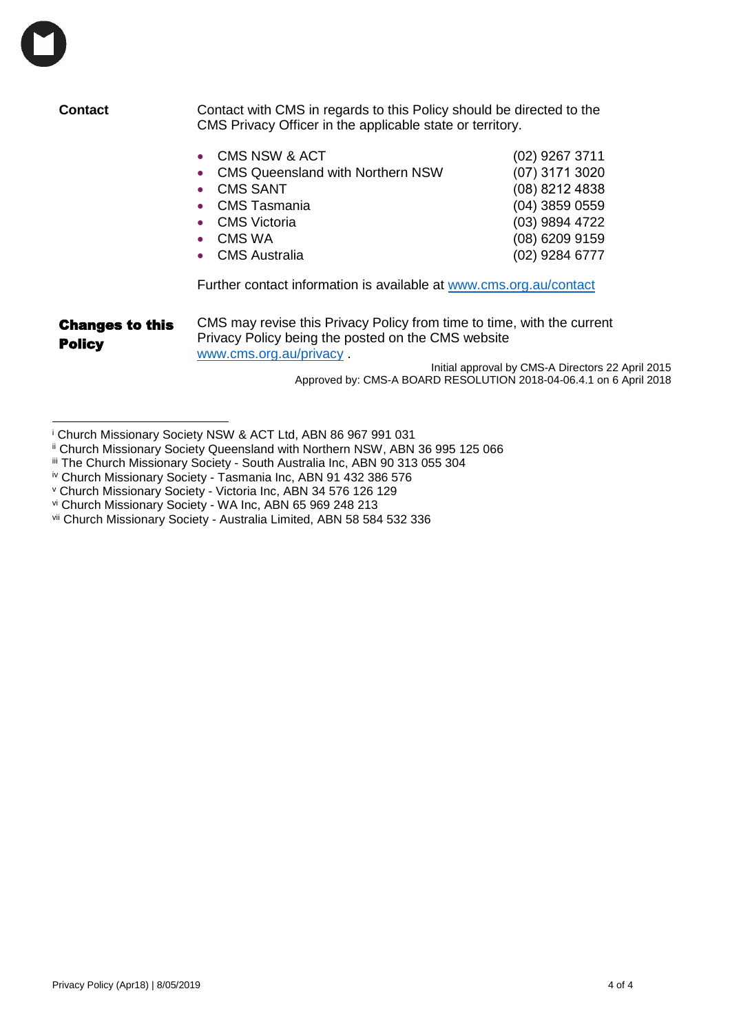**Contact**

Contact with CMS in regards to this Policy should be directed to the CMS Privacy Officer in the applicable state or territory.

| | |
|---|---|
| • CMS NSW & ACT | (02) 9267 3711 |
| • CMS Queensland with Northern NSW | (07) 3171 3020 |
| • CMS SANT | (08) 8212 4838 |
| • CMS Tasmania | (04) 3859 0559 |
| • CMS Victoria | (03) 9894 4722 |
| • CMS WA | (08) 6209 9159 |
| • CMS Australia | (02) 9284 6777 |

Further contact information is available at www.cms.org.au/contact

**Changes to this Policy**

CMS may revise this Privacy Policy from time to time, with the current Privacy Policy being the posted on the CMS website www.cms.org.au/privacy .

Initial approval by CMS-A Directors 22 April 2015
Approved by: CMS-A BOARD RESOLUTION 2018-04-06.4.1 on 6 April 2018

---

[i] Church Missionary Society NSW & ACT Ltd, ABN 86 967 991 031
[ii] Church Missionary Society Queensland with Northern NSW, ABN 36 995 125 066
[iii] The Church Missionary Society - South Australia Inc, ABN 90 313 055 304
[iv] Church Missionary Society - Tasmania Inc, ABN 91 432 386 576
[v] Church Missionary Society - Victoria Inc, ABN 34 576 126 129
[vi] Church Missionary Society - WA Inc, ABN 65 969 248 213
[vii] Church Missionary Society - Australia Limited, ABN 58 584 532 336